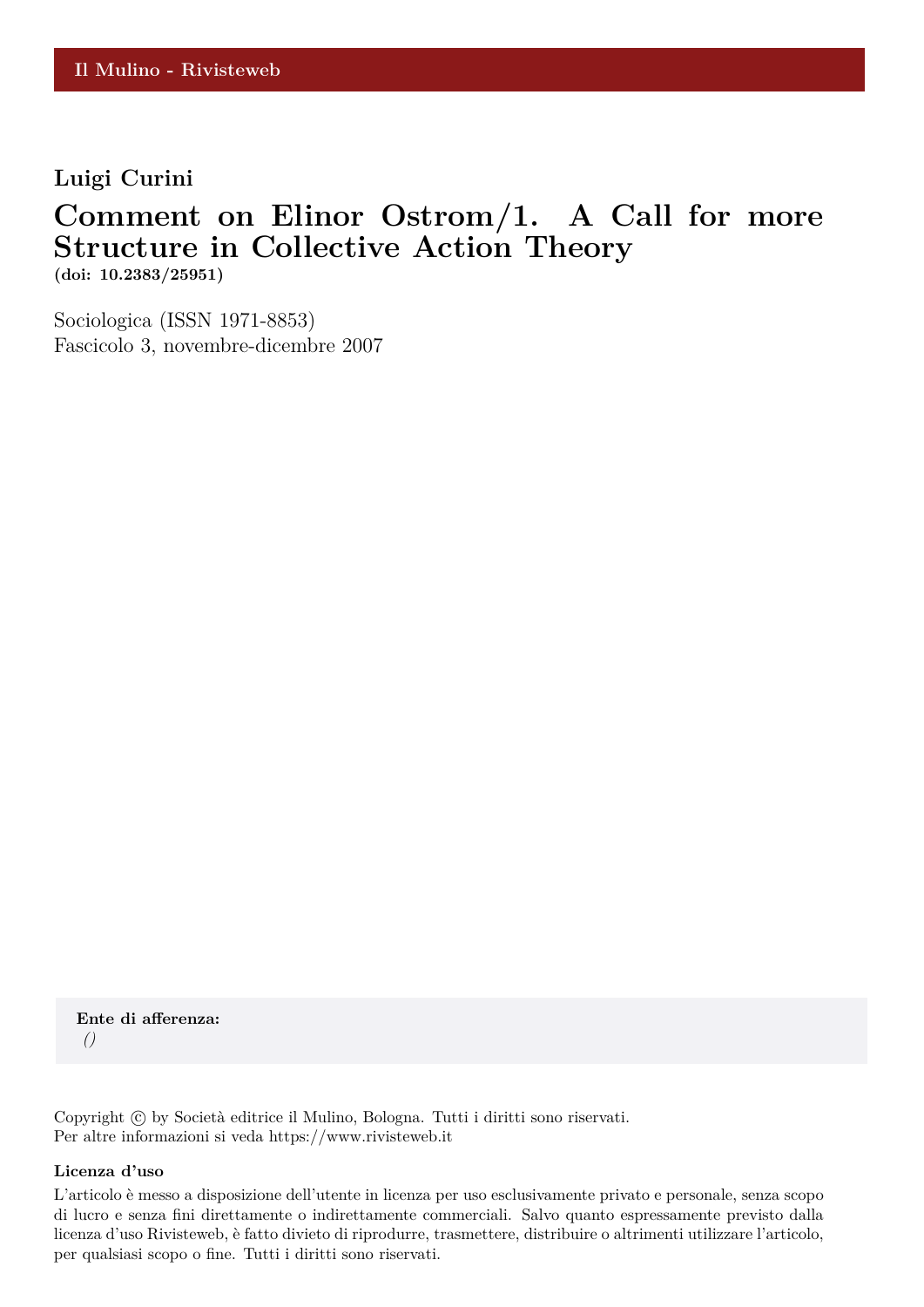Il Mulino - Rivisteweb

**Luigi Curini**

# Comment on Elinor Ostrom/1. A Call for more Structure in Collective Action Theory

**(doi: 10.2383/25951)**

Sociologica (ISSN 1971-8853)
Fascicolo 3, novembre-dicembre 2007

**Ente di afferenza:**
*()*

Copyright © by Società editrice il Mulino, Bologna. Tutti i diritti sono riservati.
Per altre informazioni si veda https://www.rivisteweb.it

**Licenza d'uso**

L'articolo è messo a disposizione dell'utente in licenza per uso esclusivamente privato e personale, senza scopo di lucro e senza fini direttamente o indirettamente commerciali. Salvo quanto espressamente previsto dalla licenza d'uso Rivisteweb, è fatto divieto di riprodurre, trasmettere, distribuire o altrimenti utilizzare l'articolo, per qualsiasi scopo o fine. Tutti i diritti sono riservati.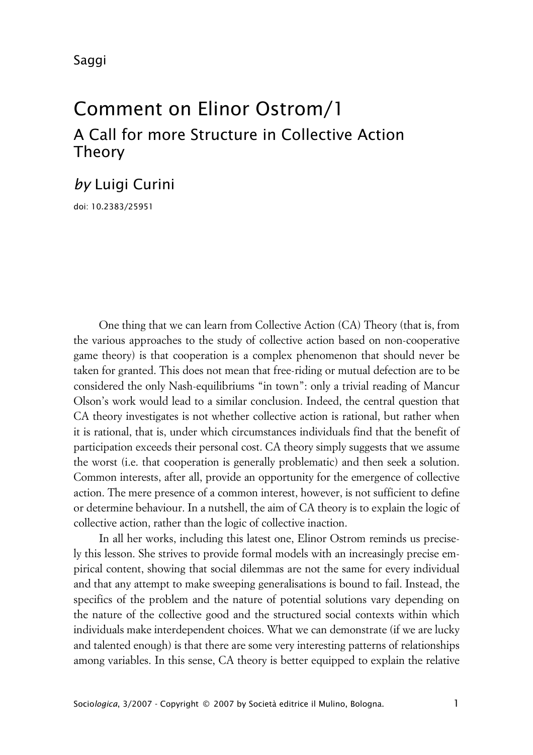Saggi

# Comment on Elinor Ostrom/1

## A Call for more Structure in Collective Action Theory

### *by* Luigi Curini

doi: 10.2383/25951

One thing that we can learn from Collective Action (CA) Theory (that is, from the various approaches to the study of collective action based on non-cooperative game theory) is that cooperation is a complex phenomenon that should never be taken for granted. This does not mean that free-riding or mutual defection are to be considered the only Nash-equilibriums "in town": only a trivial reading of Mancur Olson's work would lead to a similar conclusion. Indeed, the central question that CA theory investigates is not whether collective action is rational, but rather when it is rational, that is, under which circumstances individuals find that the benefit of participation exceeds their personal cost. CA theory simply suggests that we assume the worst (i.e. that cooperation is generally problematic) and then seek a solution. Common interests, after all, provide an opportunity for the emergence of collective action. The mere presence of a common interest, however, is not sufficient to define or determine behaviour. In a nutshell, the aim of CA theory is to explain the logic of collective action, rather than the logic of collective inaction.

In all her works, including this latest one, Elinor Ostrom reminds us precisely this lesson. She strives to provide formal models with an increasingly precise empirical content, showing that social dilemmas are not the same for every individual and that any attempt to make sweeping generalisations is bound to fail. Instead, the specifics of the problem and the nature of potential solutions vary depending on the nature of the collective good and the structured social contexts within which individuals make interdependent choices. What we can demonstrate (if we are lucky and talented enough) is that there are some very interesting patterns of relationships among variables. In this sense, CA theory is better equipped to explain the relative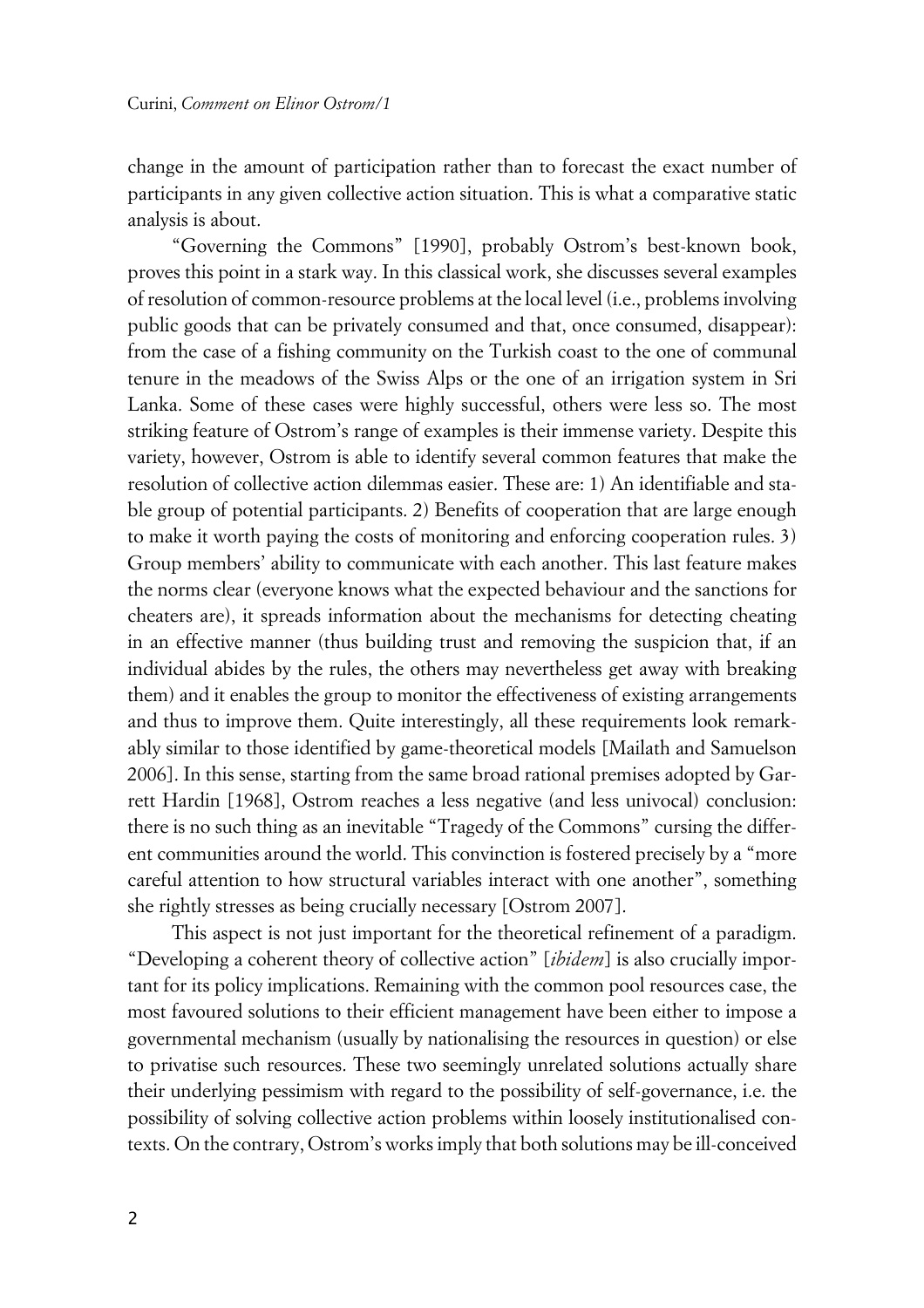change in the amount of participation rather than to forecast the exact number of participants in any given collective action situation. This is what a comparative static analysis is about.

"Governing the Commons" [1990], probably Ostrom's best-known book, proves this point in a stark way. In this classical work, she discusses several examples of resolution of common-resource problems at the local level (i.e., problems involving public goods that can be privately consumed and that, once consumed, disappear): from the case of a fishing community on the Turkish coast to the one of communal tenure in the meadows of the Swiss Alps or the one of an irrigation system in Sri Lanka. Some of these cases were highly successful, others were less so. The most striking feature of Ostrom's range of examples is their immense variety. Despite this variety, however, Ostrom is able to identify several common features that make the resolution of collective action dilemmas easier. These are: 1) An identifiable and stable group of potential participants. 2) Benefits of cooperation that are large enough to make it worth paying the costs of monitoring and enforcing cooperation rules. 3) Group members' ability to communicate with each another. This last feature makes the norms clear (everyone knows what the expected behaviour and the sanctions for cheaters are), it spreads information about the mechanisms for detecting cheating in an effective manner (thus building trust and removing the suspicion that, if an individual abides by the rules, the others may nevertheless get away with breaking them) and it enables the group to monitor the effectiveness of existing arrangements and thus to improve them. Quite interestingly, all these requirements look remarkably similar to those identified by game-theoretical models [Mailath and Samuelson 2006]. In this sense, starting from the same broad rational premises adopted by Garrett Hardin [1968], Ostrom reaches a less negative (and less univocal) conclusion: there is no such thing as an inevitable "Tragedy of the Commons" cursing the different communities around the world. This convinction is fostered precisely by a "more careful attention to how structural variables interact with one another", something she rightly stresses as being crucially necessary [Ostrom 2007].

This aspect is not just important for the theoretical refinement of a paradigm. "Developing a coherent theory of collective action" [*ibidem*] is also crucially important for its policy implications. Remaining with the common pool resources case, the most favoured solutions to their efficient management have been either to impose a governmental mechanism (usually by nationalising the resources in question) or else to privatise such resources. These two seemingly unrelated solutions actually share their underlying pessimism with regard to the possibility of self-governance, i.e. the possibility of solving collective action problems within loosely institutionalised contexts. On the contrary, Ostrom's works imply that both solutions may be ill-conceived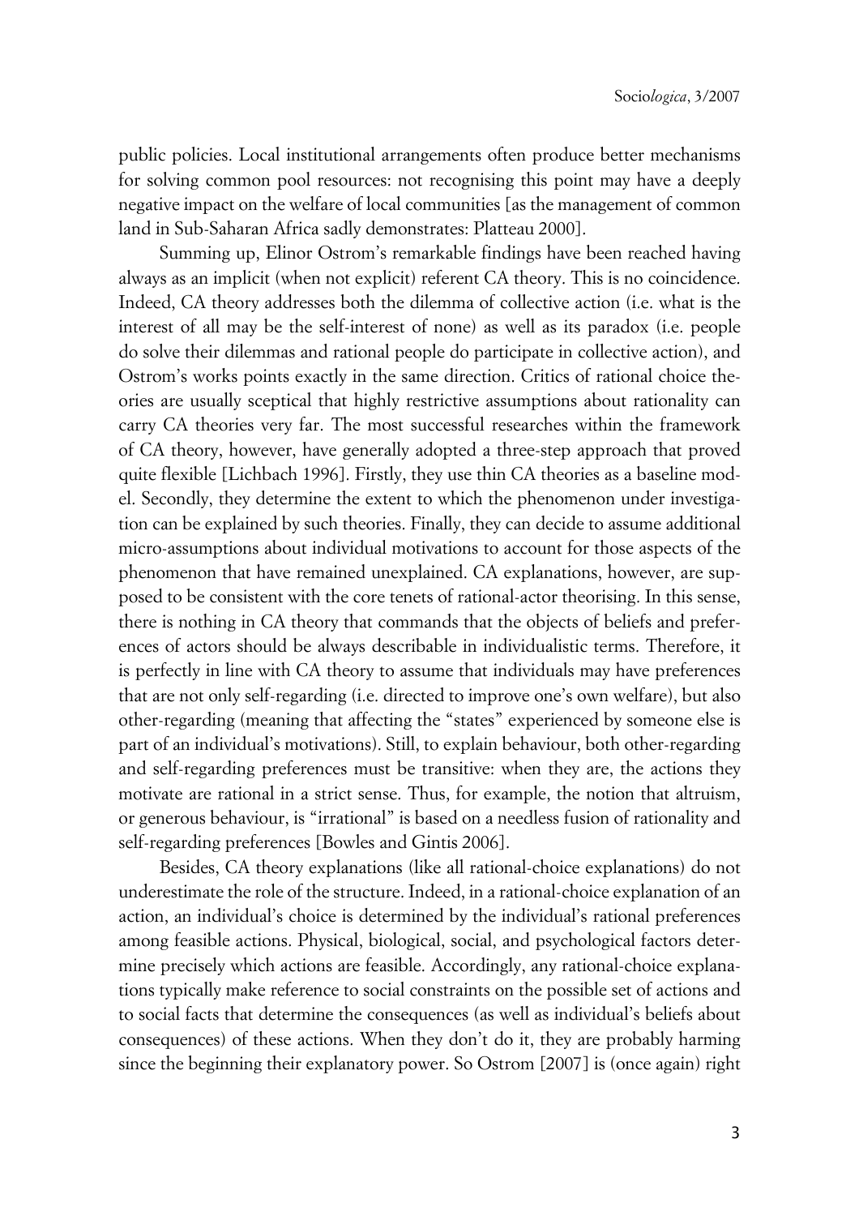public policies. Local institutional arrangements often produce better mechanisms for solving common pool resources: not recognising this point may have a deeply negative impact on the welfare of local communities [as the management of common land in Sub-Saharan Africa sadly demonstrates: Platteau 2000].

Summing up, Elinor Ostrom's remarkable findings have been reached having always as an implicit (when not explicit) referent CA theory. This is no coincidence. Indeed, CA theory addresses both the dilemma of collective action (i.e. what is the interest of all may be the self-interest of none) as well as its paradox (i.e. people do solve their dilemmas and rational people do participate in collective action), and Ostrom's works points exactly in the same direction. Critics of rational choice theories are usually sceptical that highly restrictive assumptions about rationality can carry CA theories very far. The most successful researches within the framework of CA theory, however, have generally adopted a three-step approach that proved quite flexible [Lichbach 1996]. Firstly, they use thin CA theories as a baseline model. Secondly, they determine the extent to which the phenomenon under investigation can be explained by such theories. Finally, they can decide to assume additional micro-assumptions about individual motivations to account for those aspects of the phenomenon that have remained unexplained. CA explanations, however, are supposed to be consistent with the core tenets of rational-actor theorising. In this sense, there is nothing in CA theory that commands that the objects of beliefs and preferences of actors should be always describable in individualistic terms. Therefore, it is perfectly in line with CA theory to assume that individuals may have preferences that are not only self-regarding (i.e. directed to improve one's own welfare), but also other-regarding (meaning that affecting the "states" experienced by someone else is part of an individual's motivations). Still, to explain behaviour, both other-regarding and self-regarding preferences must be transitive: when they are, the actions they motivate are rational in a strict sense. Thus, for example, the notion that altruism, or generous behaviour, is "irrational" is based on a needless fusion of rationality and self-regarding preferences [Bowles and Gintis 2006].

Besides, CA theory explanations (like all rational-choice explanations) do not underestimate the role of the structure. Indeed, in a rational-choice explanation of an action, an individual's choice is determined by the individual's rational preferences among feasible actions. Physical, biological, social, and psychological factors determine precisely which actions are feasible. Accordingly, any rational-choice explanations typically make reference to social constraints on the possible set of actions and to social facts that determine the consequences (as well as individual's beliefs about consequences) of these actions. When they don't do it, they are probably harming since the beginning their explanatory power. So Ostrom [2007] is (once again) right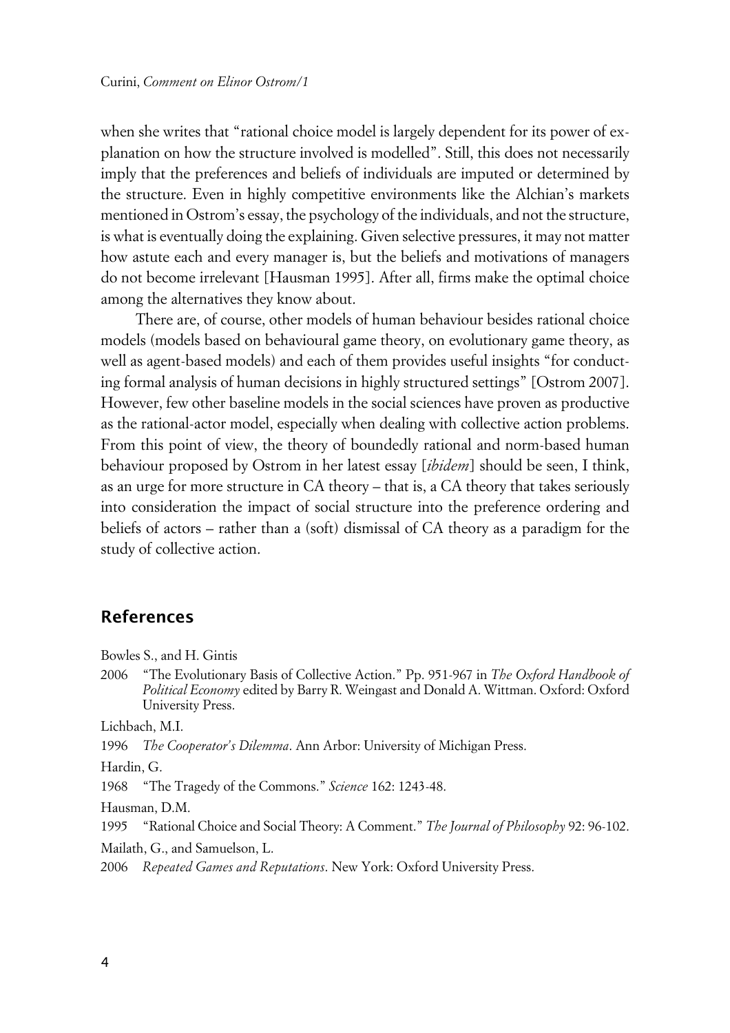when she writes that "rational choice model is largely dependent for its power of explanation on how the structure involved is modelled". Still, this does not necessarily imply that the preferences and beliefs of individuals are imputed or determined by the structure. Even in highly competitive environments like the Alchian's markets mentioned in Ostrom's essay, the psychology of the individuals, and not the structure, is what is eventually doing the explaining. Given selective pressures, it may not matter how astute each and every manager is, but the beliefs and motivations of managers do not become irrelevant [Hausman 1995]. After all, firms make the optimal choice among the alternatives they know about.

There are, of course, other models of human behaviour besides rational choice models (models based on behavioural game theory, on evolutionary game theory, as well as agent-based models) and each of them provides useful insights "for conducting formal analysis of human decisions in highly structured settings" [Ostrom 2007]. However, few other baseline models in the social sciences have proven as productive as the rational-actor model, especially when dealing with collective action problems. From this point of view, the theory of boundedly rational and norm-based human behaviour proposed by Ostrom in her latest essay [*ibidem*] should be seen, I think, as an urge for more structure in CA theory – that is, a CA theory that takes seriously into consideration the impact of social structure into the preference ordering and beliefs of actors – rather than a (soft) dismissal of CA theory as a paradigm for the study of collective action.

## References

Bowles S., and H. Gintis

2006 "The Evolutionary Basis of Collective Action." Pp. 951-967 in *The Oxford Handbook of Political Economy* edited by Barry R. Weingast and Donald A. Wittman. Oxford: Oxford University Press.

Lichbach, M.I.

1996 *The Cooperator's Dilemma*. Ann Arbor: University of Michigan Press.

Hardin, G.

1968 "The Tragedy of the Commons." *Science* 162: 1243-48.

Hausman, D.M.

1995 "Rational Choice and Social Theory: A Comment." *The Journal of Philosophy* 92: 96-102.

Mailath, G., and Samuelson, L.

2006 *Repeated Games and Reputations*. New York: Oxford University Press.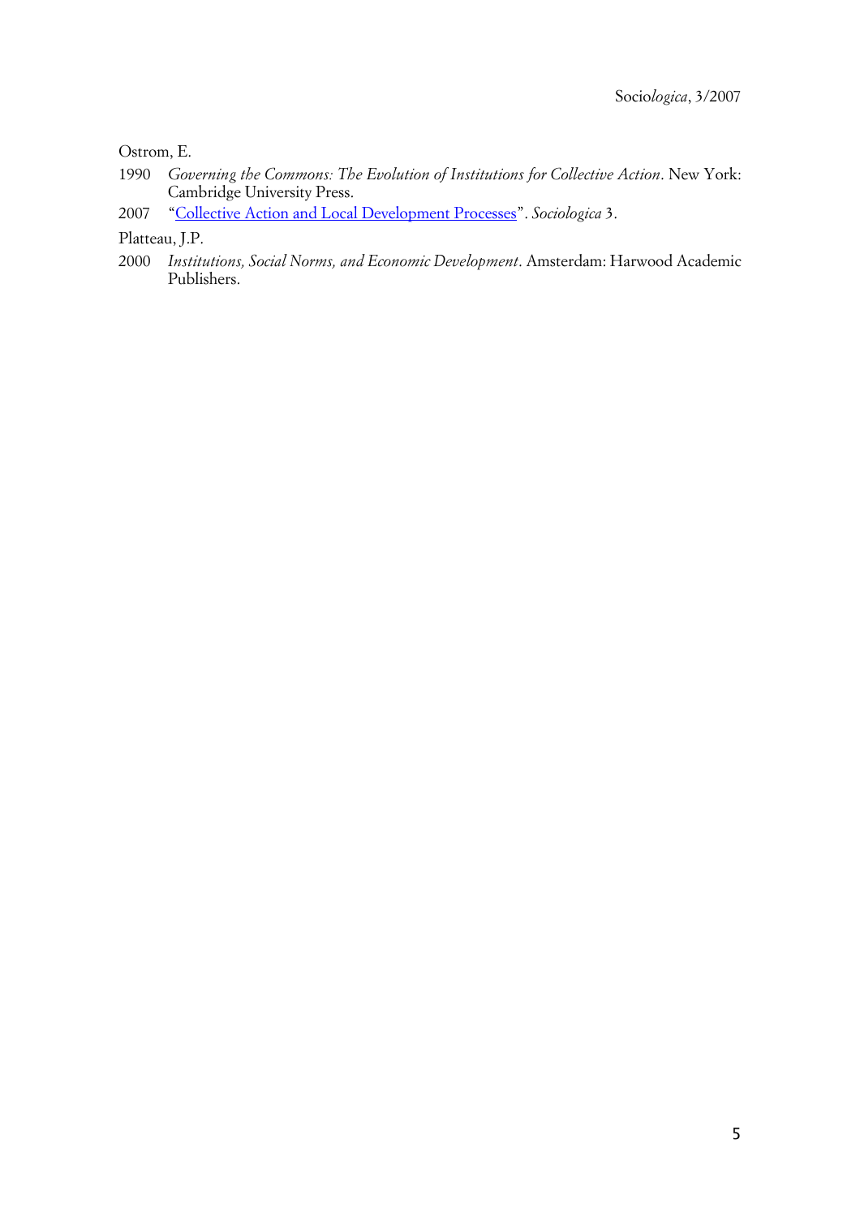Ostrom, E.

1990 *Governing the Commons: The Evolution of Institutions for Collective Action*. New York: Cambridge University Press.

2007 "Collective Action and Local Development Processes". *Sociologica* 3.

Platteau, J.P.

2000 *Institutions, Social Norms, and Economic Development*. Amsterdam: Harwood Academic Publishers.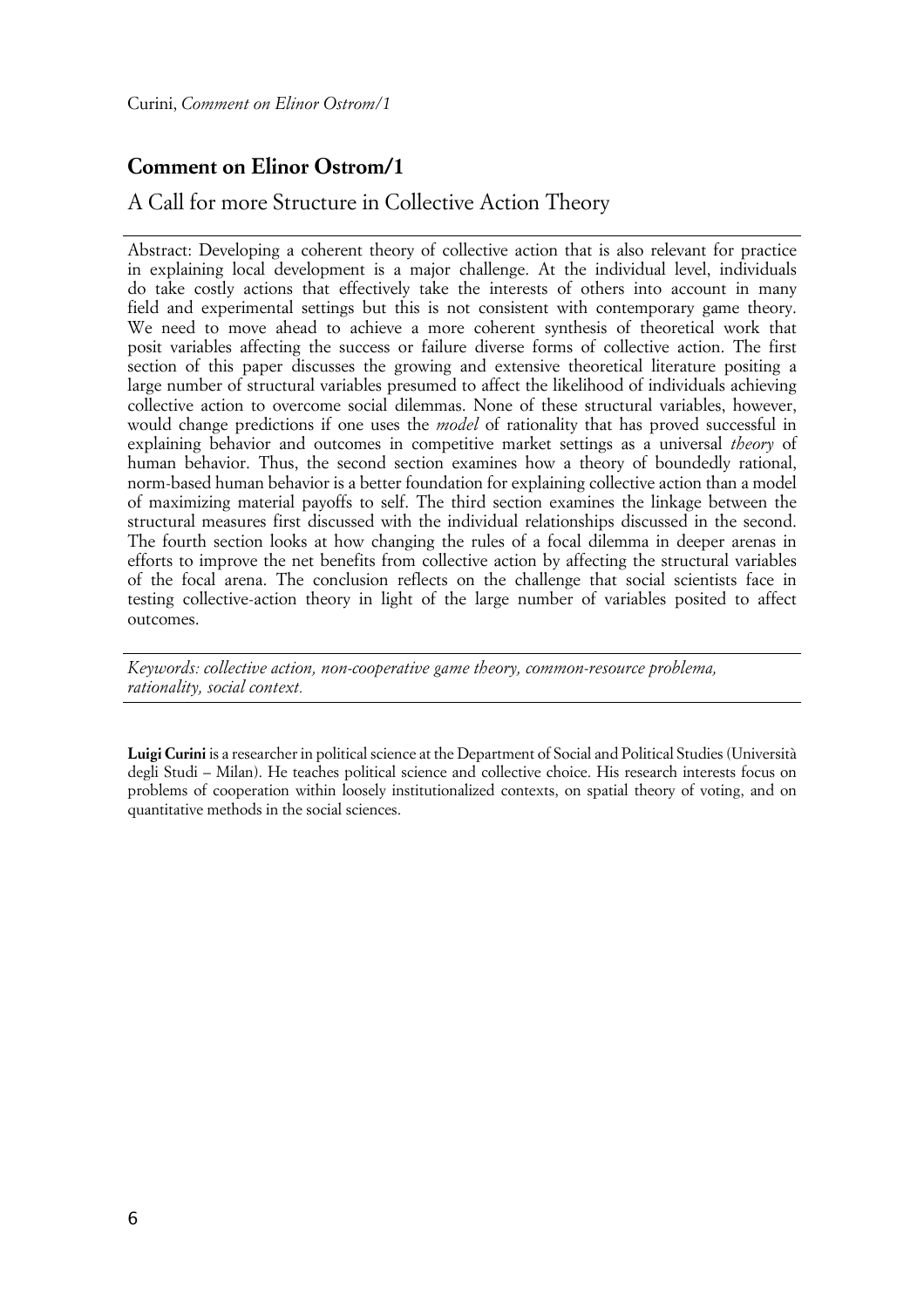## Comment on Elinor Ostrom/1

A Call for more Structure in Collective Action Theory

Abstract: Developing a coherent theory of collective action that is also relevant for practice in explaining local development is a major challenge. At the individual level, individuals do take costly actions that effectively take the interests of others into account in many field and experimental settings but this is not consistent with contemporary game theory. We need to move ahead to achieve a more coherent synthesis of theoretical work that posit variables affecting the success or failure diverse forms of collective action. The first section of this paper discusses the growing and extensive theoretical literature positing a large number of structural variables presumed to affect the likelihood of individuals achieving collective action to overcome social dilemmas. None of these structural variables, however, would change predictions if one uses the *model* of rationality that has proved successful in explaining behavior and outcomes in competitive market settings as a universal *theory* of human behavior. Thus, the second section examines how a theory of boundedly rational, norm-based human behavior is a better foundation for explaining collective action than a model of maximizing material payoffs to self. The third section examines the linkage between the structural measures first discussed with the individual relationships discussed in the second. The fourth section looks at how changing the rules of a focal dilemma in deeper arenas in efforts to improve the net benefits from collective action by affecting the structural variables of the focal arena. The conclusion reflects on the challenge that social scientists face in testing collective-action theory in light of the large number of variables posited to affect outcomes.

*Keywords: collective action, non-cooperative game theory, common-resource problema, rationality, social context.*

**Luigi Curini** is a researcher in political science at the Department of Social and Political Studies (Università degli Studi – Milan). He teaches political science and collective choice. His research interests focus on problems of cooperation within loosely institutionalized contexts, on spatial theory of voting, and on quantitative methods in the social sciences.